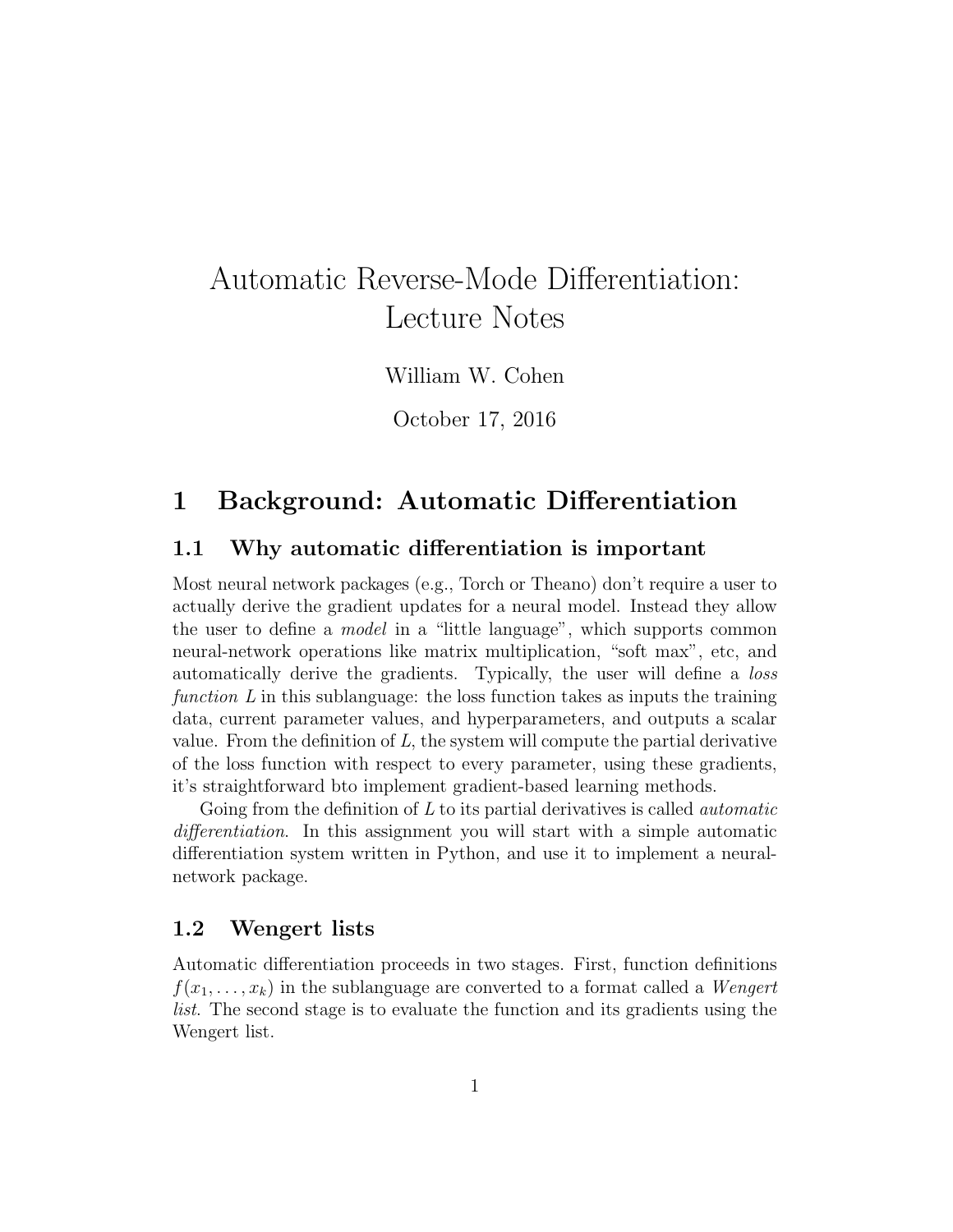# Automatic Reverse-Mode Differentiation: Lecture Notes

William W. Cohen

October 17, 2016

## 1 Background: Automatic Differentiation

### 1.1 Why automatic differentiation is important

Most neural network packages (e.g., Torch or Theano) don't require a user to actually derive the gradient updates for a neural model. Instead they allow the user to define a *model* in a "little language", which supports common neural-network operations like matrix multiplication, "soft max", etc, and automatically derive the gradients. Typically, the user will define a *loss function* $L$ in this sublanguage: the loss function takes as inputs the training data, current parameter values, and hyperparameters, and outputs a scalar value. From the definition of $L$, the system will compute the partial derivative of the loss function with respect to every parameter, using these gradients, it's straightforward bto implement gradient-based learning methods.

Going from the definition of $L$ to its partial derivatives is called *automatic differentiation*. In this assignment you will start with a simple automatic differentiation system written in Python, and use it to implement a neural-network package.

### 1.2 Wengert lists

Automatic differentiation proceeds in two stages. First, function definitions $f(x_1, \ldots, x_k)$ in the sublanguage are converted to a format called a *Wengert list*. The second stage is to evaluate the function and its gradients using the Wengert list.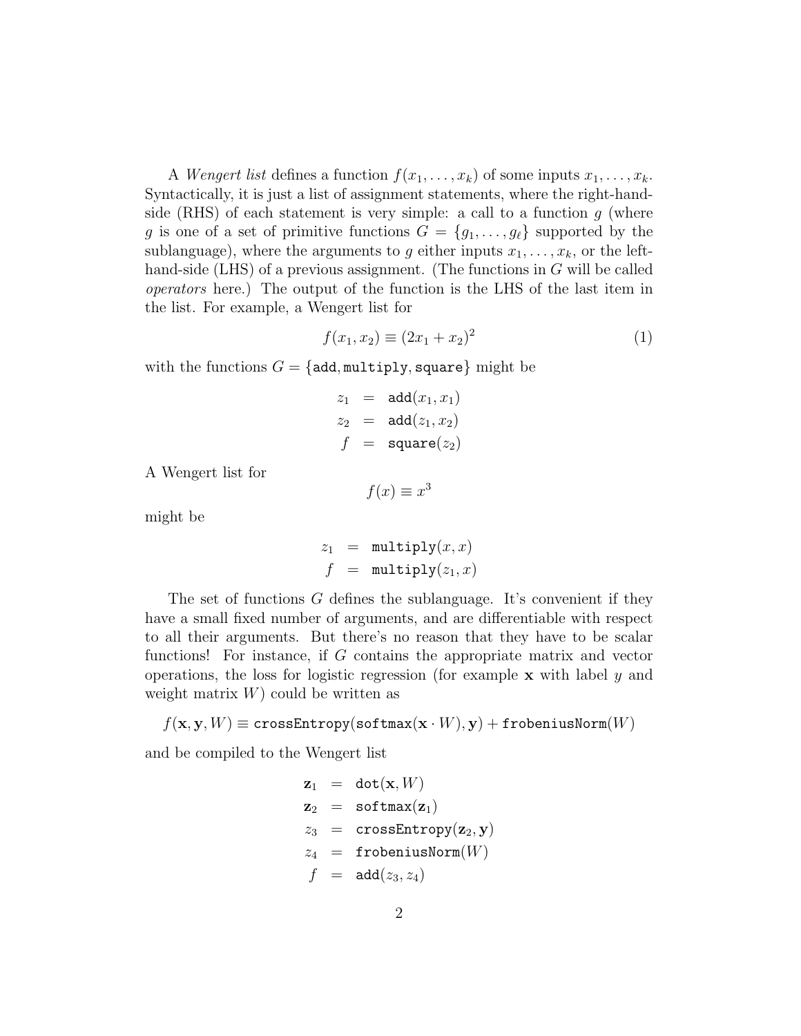A *Wengert list* defines a function $f(x_1, \ldots, x_k)$ of some inputs $x_1, \ldots, x_k$. Syntactically, it is just a list of assignment statements, where the right-hand-side (RHS) of each statement is very simple: a call to a function $g$ (where $g$ is one of a set of primitive functions $G = \{g_1, \ldots, g_\ell\}$ supported by the sublanguage), where the arguments to $g$ either inputs $x_1, \ldots, x_k$, or the left-hand-side (LHS) of a previous assignment. (The functions in $G$ will be called *operators* here.) The output of the function is the LHS of the last item in the list. For example, a Wengert list for

$$f(x_1, x_2) \equiv (2x_1 + x_2)^2 \tag{1}$$

with the functions $G = \{\texttt{add}, \texttt{multiply}, \texttt{square}\}$ might be

$$\begin{aligned} z_1 &= \texttt{add}(x_1, x_1) \\ z_2 &= \texttt{add}(z_1, x_2) \\ f &= \texttt{square}(z_2) \end{aligned}$$

A Wengert list for

$$f(x) \equiv x^3$$

might be

$$\begin{aligned} z_1 &= \texttt{multiply}(x, x) \\ f &= \texttt{multiply}(z_1, x) \end{aligned}$$

The set of functions $G$ defines the sublanguage. It's convenient if they have a small fixed number of arguments, and are differentiable with respect to all their arguments. But there's no reason that they have to be scalar functions! For instance, if $G$ contains the appropriate matrix and vector operations, the loss for logistic regression (for example $\mathbf{x}$ with label $y$ and weight matrix $W$) could be written as

$$f(\mathbf{x}, \mathbf{y}, W) \equiv \texttt{crossEntropy}(\texttt{softmax}(\mathbf{x} \cdot W), \mathbf{y}) + \texttt{frobeniusNorm}(W)$$

and be compiled to the Wengert list

$$\begin{aligned} \mathbf{z}_1 &= \texttt{dot}(\mathbf{x}, W) \\ \mathbf{z}_2 &= \texttt{softmax}(\mathbf{z}_1) \\ z_3 &= \texttt{crossEntropy}(\mathbf{z}_2, \mathbf{y}) \\ z_4 &= \texttt{frobeniusNorm}(W) \\ f &= \texttt{add}(z_3, z_4) \end{aligned}$$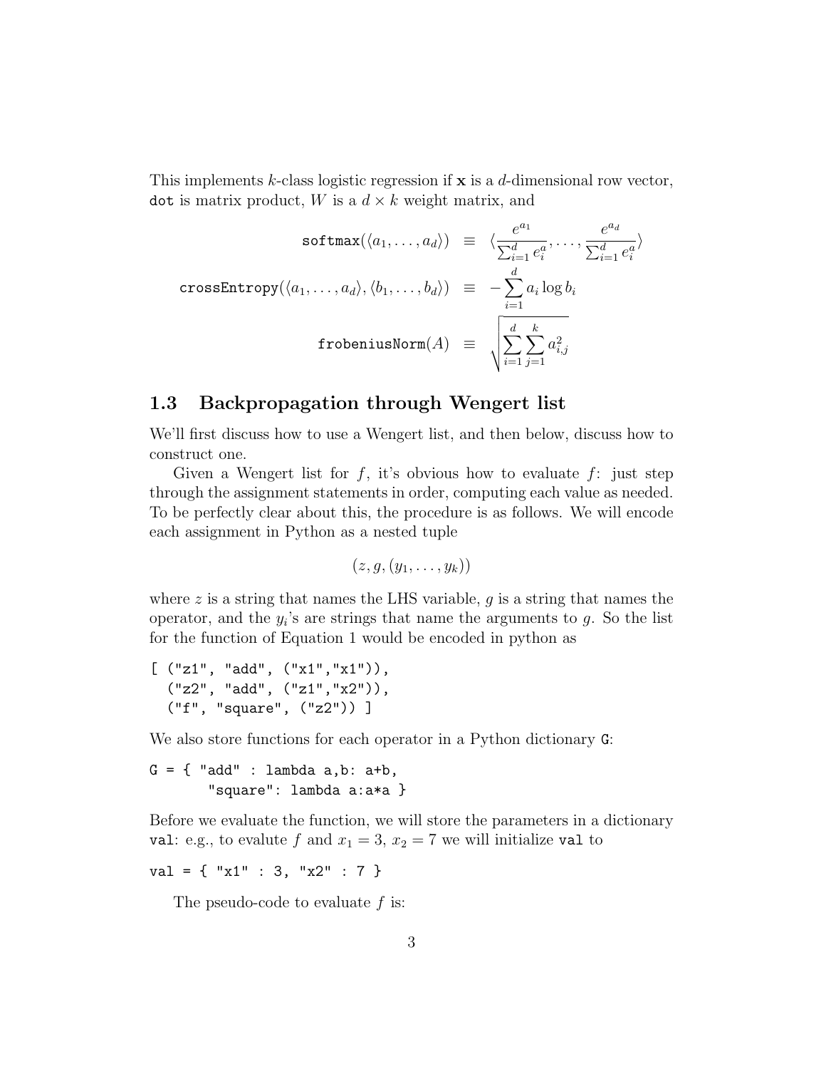This implements $k$-class logistic regression if $\mathbf{x}$ is a $d$-dimensional row vector, `dot` is matrix product, $W$ is a $d \times k$ weight matrix, and

$$
\begin{aligned}
\texttt{softmax}(\langle a_1, \ldots, a_d \rangle) &\equiv \langle \frac{e^{a_1}}{\sum_{i=1}^{d} e_i^a}, \ldots, \frac{e^{a_d}}{\sum_{i=1}^{d} e_i^a} \rangle \\
\texttt{crossEntropy}(\langle a_1, \ldots, a_d \rangle, \langle b_1, \ldots, b_d \rangle) &\equiv -\sum_{i=1}^{d} a_i \log b_i \\
\texttt{frobeniusNorm}(A) &\equiv \sqrt{\sum_{i=1}^{d} \sum_{j=1}^{k} a_{i,j}^2}
\end{aligned}
$$

### 1.3 Backpropagation through Wengert list

We'll first discuss how to use a Wengert list, and then below, discuss how to construct one.

Given a Wengert list for $f$, it's obvious how to evaluate $f$: just step through the assignment statements in order, computing each value as needed. To be perfectly clear about this, the procedure is as follows. We will encode each assignment in Python as a nested tuple

$$(z, g, (y_1, \ldots, y_k))$$

where $z$ is a string that names the LHS variable, $g$ is a string that names the operator, and the $y_i$'s are strings that name the arguments to $g$. So the list for the function of Equation 1 would be encoded in python as

```
[ ("z1", "add", ("x1","x1")),
  ("z2", "add", ("z1","x2")),
  ("f", "square", ("z2")) ]
```

We also store functions for each operator in a Python dictionary `G`:

```
G = { "add" : lambda a,b: a+b,
      "square": lambda a:a*a }
```

Before we evaluate the function, we will store the parameters in a dictionary `val`: e.g., to evalute $f$ and $x_1 = 3$, $x_2 = 7$ we will initialize `val` to

```
val = { "x1" : 3, "x2" : 7 }
```

The pseudo-code to evaluate $f$ is: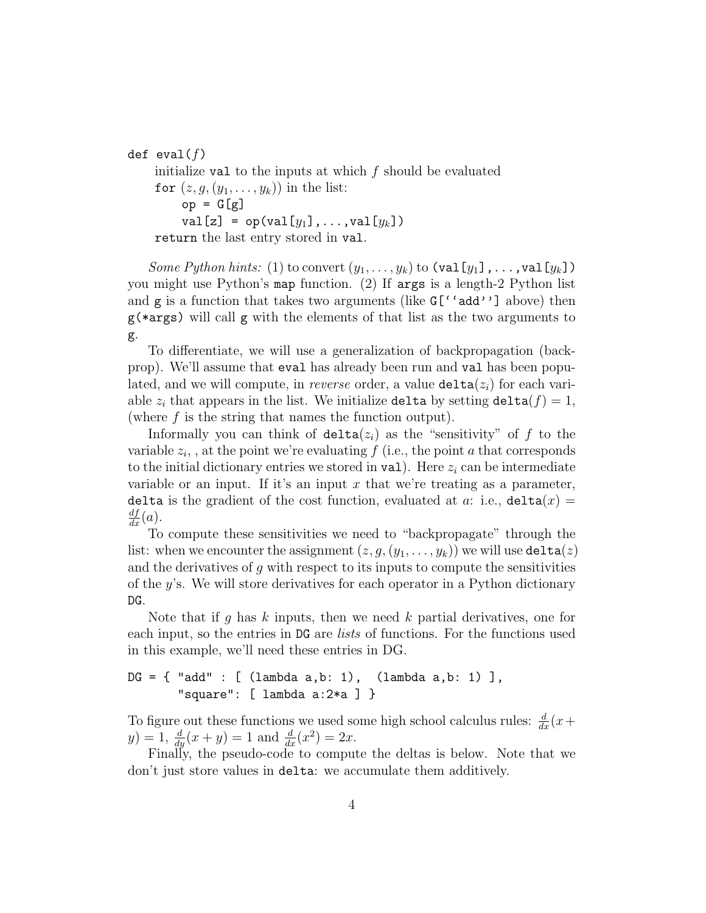```
def eval(f)
    initialize val to the inputs at which f should be evaluated
    for (z, g, (y_1, ..., y_k)) in the list:
        op = G[g]
        val[z] = op(val[y_1],...,val[y_k])
    return the last entry stored in val.
```

*Some Python hints:* (1) to convert $(y_1, \ldots, y_k)$ to `(val[`$y_1$`],...,val[`$y_k$`])` you might use Python's `map` function. (2) If `args` is a length-2 Python list and `g` is a function that takes two arguments (like `G[''add'']` above) then `g(*args)` will call `g` with the elements of that list as the two arguments to `g`.

To differentiate, we will use a generalization of backpropagation (backprop). We'll assume that `eval` has already been run and `val` has been populated, and we will compute, in *reverse* order, a value `delta`$(z_i)$ for each variable $z_i$ that appears in the list. We initialize `delta` by setting `delta`$(f) = 1$, (where $f$ is the string that names the function output).

Informally you can think of `delta`$(z_i)$ as the "sensitivity" of $f$ to the variable $z_i$, , at the point we're evaluating $f$ (i.e., the point $a$ that corresponds to the initial dictionary entries we stored in `val`). Here $z_i$ can be intermediate variable or an input. If it's an input $x$ that we're treating as a parameter, `delta` is the gradient of the cost function, evaluated at $a$: i.e., `delta`$(x) = \frac{df}{dx}(a)$.

To compute these sensitivities we need to "backpropagate" through the list: when we encounter the assignment $(z, g, (y_1, \ldots, y_k))$ we will use `delta`$(z)$ and the derivatives of $g$ with respect to its inputs to compute the sensitivities of the $y$'s. We will store derivatives for each operator in a Python dictionary `DG`.

Note that if $g$ has $k$ inputs, then we need $k$ partial derivatives, one for each input, so the entries in `DG` are *lists* of functions. For the functions used in this example, we'll need these entries in DG.

```
DG = { "add" : [ (lambda a,b: 1),  (lambda a,b: 1) ],
       "square": [ lambda a:2*a ] }
```

To figure out these functions we used some high school calculus rules: $\frac{d}{dx}(x + y) = 1$, $\frac{d}{dy}(x + y) = 1$ and $\frac{d}{dx}(x^2) = 2x$.

Finally, the pseudo-code to compute the deltas is below. Note that we don't just store values in `delta`: we accumulate them additively.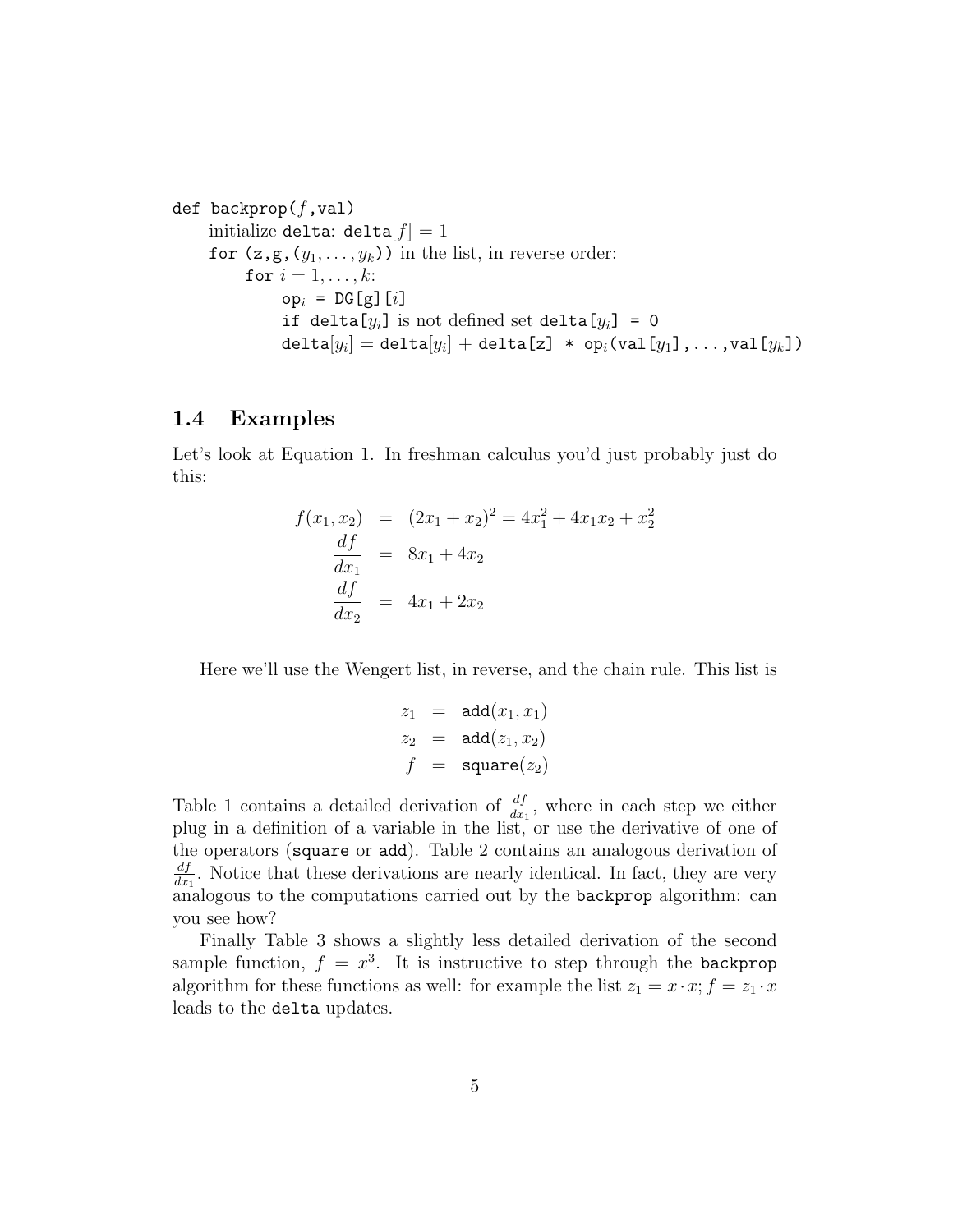```
def backprop(f,val)
    initialize delta: delta[f] = 1
    for (z,g,(y_1,...,y_k)) in the list, in reverse order:
        for i = 1,...,k:
            op_i = DG[g][i]
            if delta[y_i] is not defined set delta[y_i] = 0
            delta[y_i] = delta[y_i] + delta[z] * op_i(val[y_1],...,val[y_k])
```

## 1.4 Examples

Let's look at Equation 1. In freshman calculus you'd just probably just do this:

$$
\begin{aligned}
f(x_1, x_2) &= (2x_1 + x_2)^2 = 4x_1^2 + 4x_1x_2 + x_2^2 \\
\frac{df}{dx_1} &= 8x_1 + 4x_2 \\
\frac{df}{dx_2} &= 4x_1 + 2x_2
\end{aligned}
$$

Here we'll use the Wengert list, in reverse, and the chain rule. This list is

$$
\begin{aligned}
z_1 &= \texttt{add}(x_1, x_1) \\
z_2 &= \texttt{add}(z_1, x_2) \\
f &= \texttt{square}(z_2)
\end{aligned}
$$

Table 1 contains a detailed derivation of $\frac{df}{dx_1}$, where in each step we either plug in a definition of a variable in the list, or use the derivative of one of the operators (`square` or `add`). Table 2 contains an analogous derivation of $\frac{df}{dx_1}$. Notice that these derivations are nearly identical. In fact, they are very analogous to the computations carried out by the `backprop` algorithm: can you see how?

Finally Table 3 shows a slightly less detailed derivation of the second sample function, $f = x^3$. It is instructive to step through the `backprop` algorithm for these functions as well: for example the list $z_1 = x \cdot x; f = z_1 \cdot x$ leads to the `delta` updates.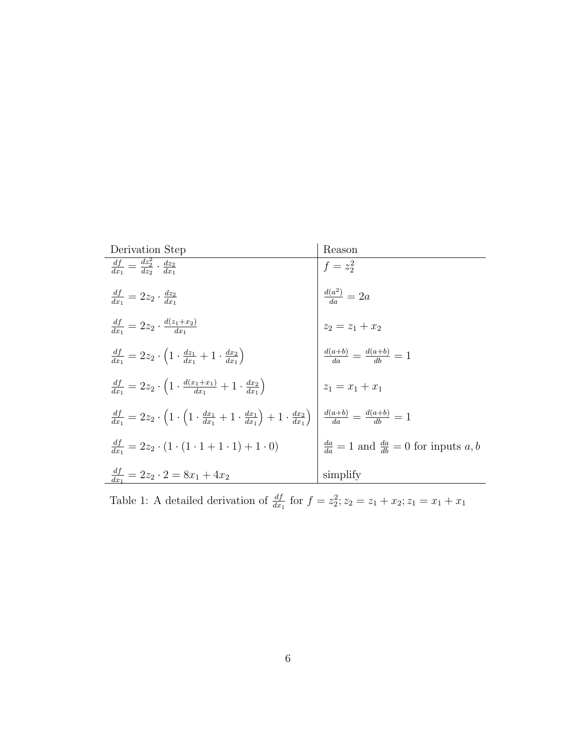| Derivation Step | Reason |
|---|---|
| $\frac{df}{dx_1} = \frac{dz_2^2}{dz_2} \cdot \frac{dz_2}{dx_1}$ | $f = z_2^2$ |
| $\frac{df}{dx_1} = 2z_2 \cdot \frac{dz_2}{dx_1}$ | $\frac{d(a^2)}{da} = 2a$ |
| $\frac{df}{dx_1} = 2z_2 \cdot \frac{d(z_1+x_2)}{dx_1}$ | $z_2 = z_1 + x_2$ |
| $\frac{df}{dx_1} = 2z_2 \cdot \left(1 \cdot \frac{dz_1}{dx_1} + 1 \cdot \frac{dx_2}{dx_1}\right)$ | $\frac{d(a+b)}{da} = \frac{d(a+b)}{db} = 1$ |
| $\frac{df}{dx_1} = 2z_2 \cdot \left(1 \cdot \frac{d(x_1+x_1)}{dx_1} + 1 \cdot \frac{dx_2}{dx_1}\right)$ | $z_1 = x_1 + x_1$ |
| $\frac{df}{dx_1} = 2z_2 \cdot \left(1 \cdot \left(1 \cdot \frac{dx_1}{dx_1} + 1 \cdot \frac{dx_1}{dx_1}\right) + 1 \cdot \frac{dx_2}{dx_1}\right)$ | $\frac{d(a+b)}{da} = \frac{d(a+b)}{db} = 1$ |
| $\frac{df}{dx_1} = 2z_2 \cdot (1 \cdot (1 \cdot 1 + 1 \cdot 1) + 1 \cdot 0)$ | $\frac{da}{da} = 1$ and $\frac{da}{db} = 0$ for inputs $a, b$ |
| $\frac{df}{dx_1} = 2z_2 \cdot 2 = 8x_1 + 4x_2$ | simplify |

Table 1: A detailed derivation of $\frac{df}{dx_1}$ for $f = z_2^2; z_2 = z_1 + x_2; z_1 = x_1 + x_1$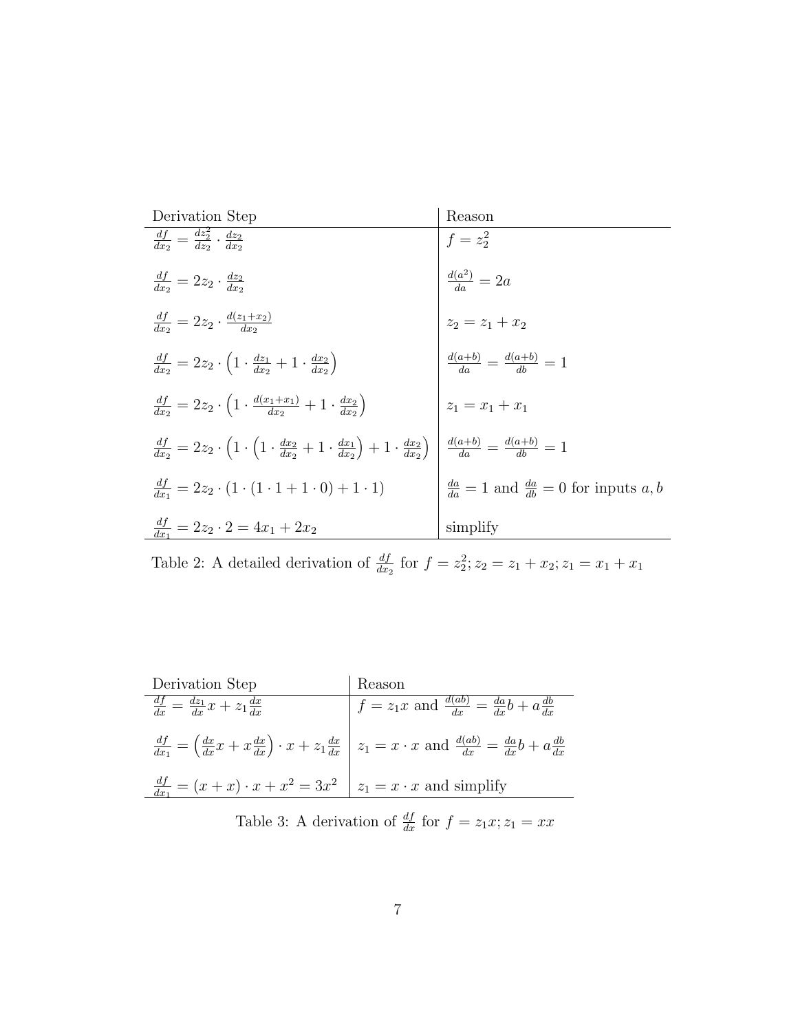| Derivation Step | Reason |
| --- | --- |
| $\frac{df}{dx_2} = \frac{dz_2^2}{dz_2} \cdot \frac{dz_2}{dx_2}$ | $f = z_2^2$ |
| $\frac{df}{dx_2} = 2z_2 \cdot \frac{dz_2}{dx_2}$ | $\frac{d(a^2)}{da} = 2a$ |
| $\frac{df}{dx_2} = 2z_2 \cdot \frac{d(z_1+x_2)}{dx_2}$ | $z_2 = z_1 + x_2$ |
| $\frac{df}{dx_2} = 2z_2 \cdot \left(1 \cdot \frac{dz_1}{dx_2} + 1 \cdot \frac{dx_2}{dx_2}\right)$ | $\frac{d(a+b)}{da} = \frac{d(a+b)}{db} = 1$ |
| $\frac{df}{dx_2} = 2z_2 \cdot \left(1 \cdot \frac{d(x_1+x_1)}{dx_2} + 1 \cdot \frac{dx_2}{dx_2}\right)$ | $z_1 = x_1 + x_1$ |
| $\frac{df}{dx_2} = 2z_2 \cdot \left(1 \cdot \left(1 \cdot \frac{dx_2}{dx_2} + 1 \cdot \frac{dx_1}{dx_2}\right) + 1 \cdot \frac{dx_2}{dx_2}\right)$ | $\frac{d(a+b)}{da} = \frac{d(a+b)}{db} = 1$ |
| $\frac{df}{dx_1} = 2z_2 \cdot (1 \cdot (1 \cdot 1 + 1 \cdot 0) + 1 \cdot 1)$ | $\frac{da}{da} = 1$ and $\frac{da}{db} = 0$ for inputs $a, b$ |
| $\frac{df}{dx_1} = 2z_2 \cdot 2 = 4x_1 + 2x_2$ | simplify |

Table 2: A detailed derivation of $\frac{df}{dx_2}$ for $f = z_2^2; z_2 = z_1 + x_2; z_1 = x_1 + x_1$

| Derivation Step | Reason |
| --- | --- |
| $\frac{df}{dx} = \frac{dz_1}{dx}x + z_1\frac{dx}{dx}$ | $f = z_1 x$ and $\frac{d(ab)}{dx} = \frac{da}{dx}b + a\frac{db}{dx}$ |
| $\frac{df}{dx_1} = \left(\frac{dx}{dx}x + x\frac{dx}{dx}\right) \cdot x + z_1\frac{dx}{dx}$ | $z_1 = x \cdot x$ and $\frac{d(ab)}{dx} = \frac{da}{dx}b + a\frac{db}{dx}$ |
| $\frac{df}{dx_1} = (x + x) \cdot x + x^2 = 3x^2$ | $z_1 = x \cdot x$ and simplify |

Table 3: A derivation of $\frac{df}{dx}$ for $f = z_1 x; z_1 = xx$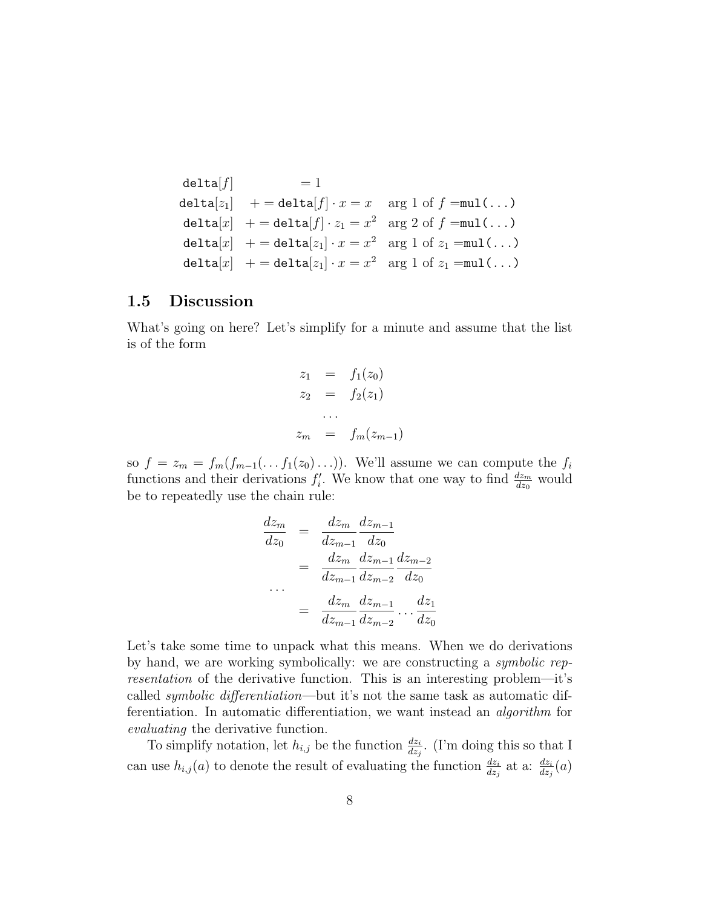$$
\begin{array}{llll}
\texttt{delta}[f] & = 1 & & \\
\texttt{delta}[z_1] & += \texttt{delta}[f] \cdot x = x & \text{arg 1 of } f = \texttt{mul(...)} \\
\texttt{delta}[x] & += \texttt{delta}[f] \cdot z_1 = x^2 & \text{arg 2 of } f = \texttt{mul(...)} \\
\texttt{delta}[x] & += \texttt{delta}[z_1] \cdot x = x^2 & \text{arg 1 of } z_1 = \texttt{mul(...)} \\
\texttt{delta}[x] & += \texttt{delta}[z_1] \cdot x = x^2 & \text{arg 1 of } z_1 = \texttt{mul(...)}
\end{array}
$$

## 1.5 Discussion

What's going on here? Let's simplify for a minute and assume that the list is of the form

$$
\begin{aligned}
z_1 &= f_1(z_0) \\
z_2 &= f_2(z_1) \\
&\cdots \\
z_m &= f_m(z_{m-1})
\end{aligned}
$$

so $f = z_m = f_m(f_{m-1}(\ldots f_1(z_0)\ldots))$. We'll assume we can compute the $f_i$ functions and their derivations $f_i'$. We know that one way to find $\frac{dz_m}{dz_0}$ would be to repeatedly use the chain rule:

$$
\begin{aligned}
\frac{dz_m}{dz_0} &= \frac{dz_m}{dz_{m-1}}\frac{dz_{m-1}}{dz_0} \\
&= \frac{dz_m}{dz_{m-1}}\frac{dz_{m-1}}{dz_{m-2}}\frac{dz_{m-2}}{dz_0} \\
\cdots \\
&= \frac{dz_m}{dz_{m-1}}\frac{dz_{m-1}}{dz_{m-2}}\cdots\frac{dz_1}{dz_0}
\end{aligned}
$$

Let's take some time to unpack what this means. When we do derivations by hand, we are working symbolically: we are constructing a *symbolic representation* of the derivative function. This is an interesting problem—it's called *symbolic differentiation*—but it's not the same task as automatic differentiation. In automatic differentiation, we want instead an *algorithm* for *evaluating* the derivative function.

To simplify notation, let $h_{i,j}$ be the function $\frac{dz_i}{dz_j}$. (I'm doing this so that I can use $h_{i,j}(a)$ to denote the result of evaluating the function $\frac{dz_i}{dz_j}$ at a: $\frac{dz_i}{dz_j}(a)$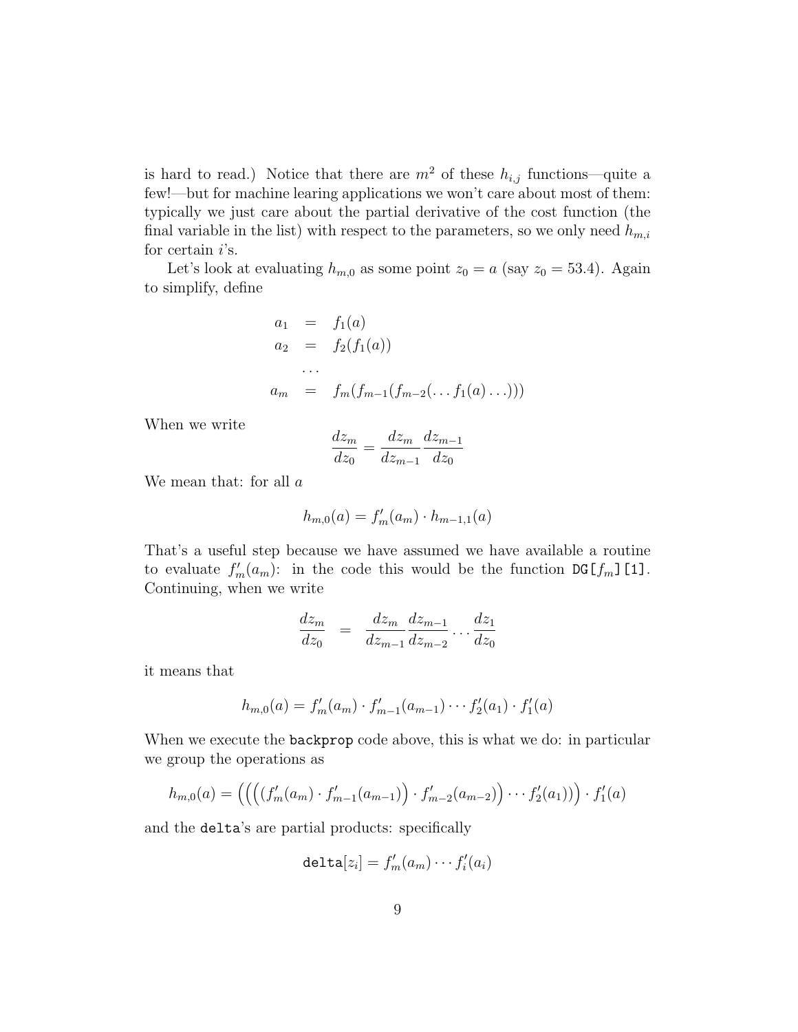is hard to read.) Notice that there are $m^2$ of these $h_{i,j}$ functions—quite a few!—but for machine learing applications we won't care about most of them: typically we just care about the partial derivative of the cost function (the final variable in the list) with respect to the parameters, so we only need $h_{m,i}$ for certain $i$'s.

Let's look at evaluating $h_{m,0}$ as some point $z_0 = a$ (say $z_0 = 53.4$). Again to simplify, define

$$
\begin{aligned}
a_1 &= f_1(a) \\
a_2 &= f_2(f_1(a)) \\
&\dots \\
a_m &= f_m(f_{m-1}(f_{m-2}(\dots f_1(a)\dots)))
\end{aligned}
$$

When we write

$$\frac{dz_m}{dz_0} = \frac{dz_m}{dz_{m-1}} \frac{dz_{m-1}}{dz_0}$$

We mean that: for all $a$

$$h_{m,0}(a) = f'_m(a_m) \cdot h_{m-1,1}(a)$$

That's a useful step because we have assumed we have available a routine to evaluate $f'_m(a_m)$: in the code this would be the function `DG[`$f_m$`][1]`. Continuing, when we write

$$\frac{dz_m}{dz_0} = \frac{dz_m}{dz_{m-1}} \frac{dz_{m-1}}{dz_{m-2}} \cdots \frac{dz_1}{dz_0}$$

it means that

$$h_{m,0}(a) = f'_m(a_m) \cdot f'_{m-1}(a_{m-1}) \cdots f'_2(a_1) \cdot f'_1(a)$$

When we execute the `backprop` code above, this is what we do: in particular we group the operations as

$$h_{m,0}(a) = \Big(\Big(\Big((f'_m(a_m) \cdot f'_{m-1}(a_{m-1})\Big) \cdot f'_{m-2}(a_{m-2})\Big) \cdots f'_2(a_1))\Big) \cdot f'_1(a)$$

and the `delta`'s are partial products: specifically

$$\texttt{delta}[z_i] = f'_m(a_m) \cdots f'_i(a_i)$$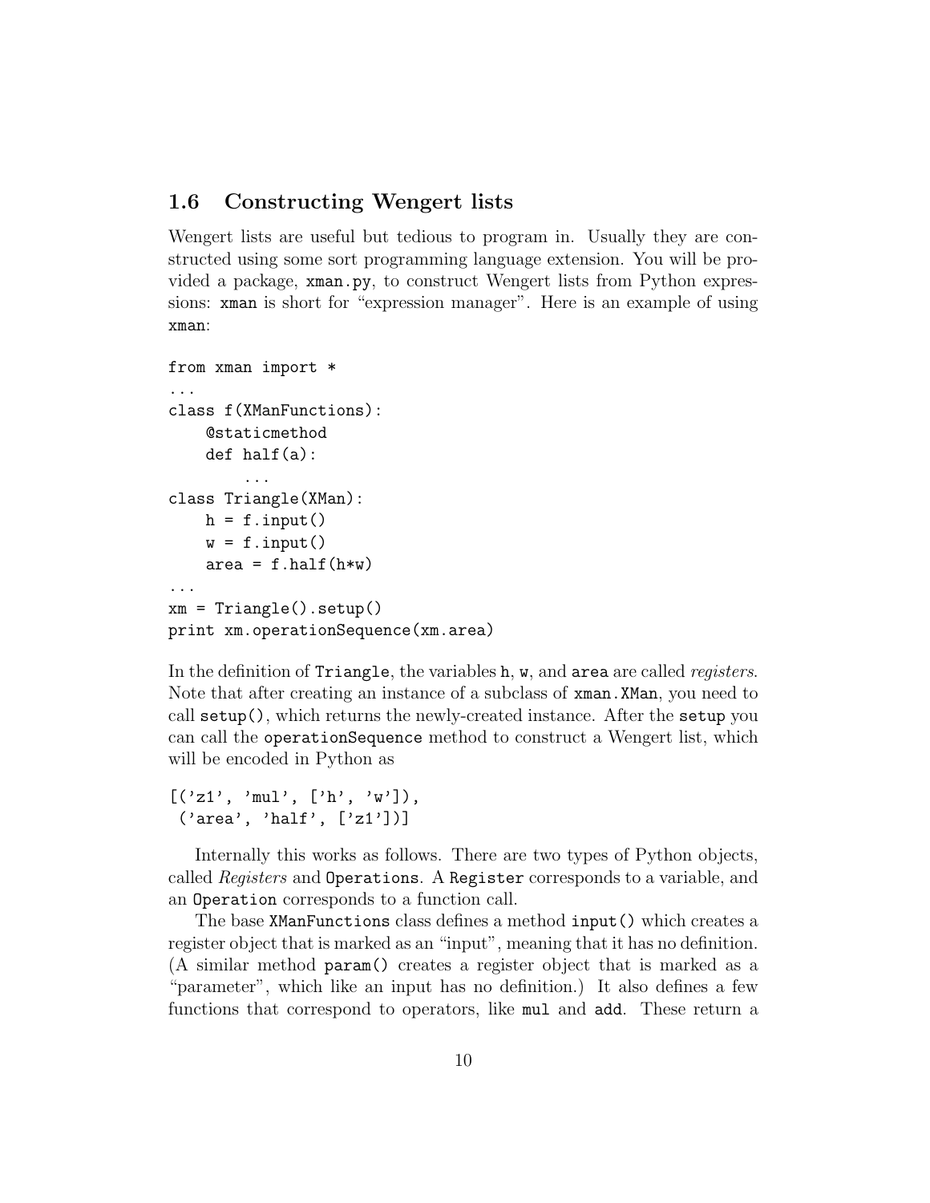### 1.6 Constructing Wengert lists

Wengert lists are useful but tedious to program in. Usually they are constructed using some sort programming language extension. You will be provided a package, `xman.py`, to construct Wengert lists from Python expressions: `xman` is short for "expression manager". Here is an example of using `xman`:

```
from xman import *
...
class f(XManFunctions):
    @staticmethod
    def half(a):
        ...
class Triangle(XMan):
    h = f.input()
    w = f.input()
    area = f.half(h*w)
...
xm = Triangle().setup()
print xm.operationSequence(xm.area)
```

In the definition of `Triangle`, the variables `h`, `w`, and `area` are called *registers*. Note that after creating an instance of a subclass of `xman.XMan`, you need to call `setup()`, which returns the newly-created instance. After the `setup` you can call the `operationSequence` method to construct a Wengert list, which will be encoded in Python as

```
[('z1', 'mul', ['h', 'w']),
 ('area', 'half', ['z1'])]
```

Internally this works as follows. There are two types of Python objects, called *Registers* and `Operations`. A `Register` corresponds to a variable, and an `Operation` corresponds to a function call.

The base `XManFunctions` class defines a method `input()` which creates a register object that is marked as an "input", meaning that it has no definition. (A similar method `param()` creates a register object that is marked as a "parameter", which like an input has no definition.) It also defines a few functions that correspond to operators, like `mul` and `add`. These return a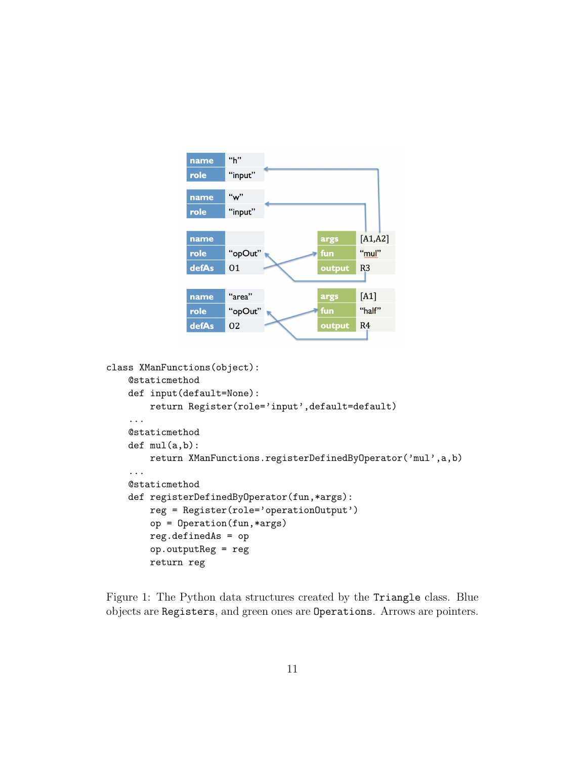```
class XManFunctions(object):
    @staticmethod
    def input(default=None):
        return Register(role='input',default=default)
    ...
    @staticmethod
    def mul(a,b):
        return XManFunctions.registerDefinedByOperator('mul',a,b)
    ...
    @staticmethod
    def registerDefinedByOperator(fun,*args):
        reg = Register(role='operationOutput')
        op = Operation(fun,*args)
        reg.definedAs = op
        op.outputReg = reg
        return reg
```

Figure 1: The Python data structures created by the `Triangle` class. Blue objects are `Registers`, and green ones are `Operations`. Arrows are pointers.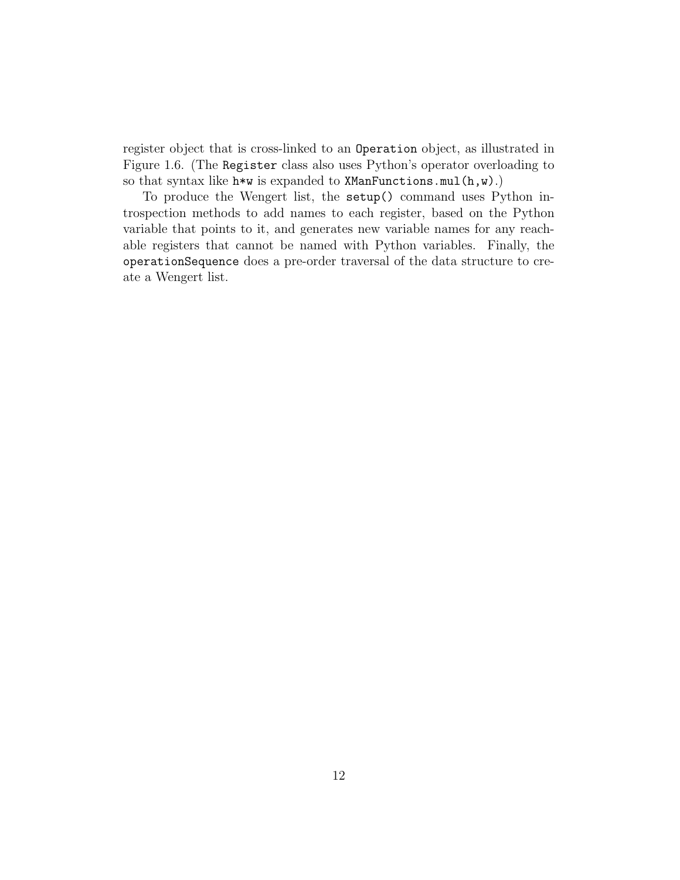register object that is cross-linked to an `Operation` object, as illustrated in Figure 1.6. (The `Register` class also uses Python's operator overloading to so that syntax like `h*w` is expanded to `XManFunctions.mul(h,w)`.)

To produce the Wengert list, the `setup()` command uses Python introspection methods to add names to each register, based on the Python variable that points to it, and generates new variable names for any reachable registers that cannot be named with Python variables. Finally, the `operationSequence` does a pre-order traversal of the data structure to create a Wengert list.